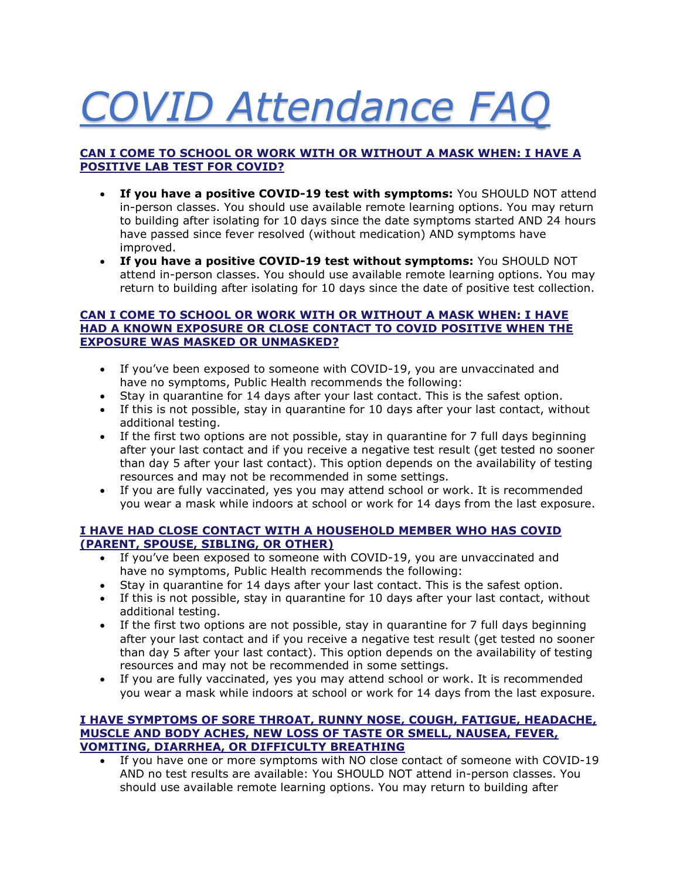# *COVID Attendance FAQ*

## CAN I COME TO SCHOOL OR WORK WITH OR WITHOUT A MASK WHEN: I HAVE A POSITIVE LAB TEST FOR COVID?

- **If you have a positive COVID-19 test with symptoms:** You SHOULD NOT attend in-person classes. You should use available remote learning options. You may return to building after isolating for 10 days since the date symptoms started AND 24 hours have passed since fever resolved (without medication) AND symptoms have improved.
- **If you have a positive COVID-19 test without symptoms:** You SHOULD NOT attend in-person classes. You should use available remote learning options. You may return to building after isolating for 10 days since the date of positive test collection.

## CAN I COME TO SCHOOL OR WORK WITH OR WITHOUT A MASK WHEN: I HAVE HAD A KNOWN EXPOSURE OR CLOSE CONTACT TO COVID POSITIVE WHEN THE EXPOSURE WAS MASKED OR UNMASKED?

- If you've been exposed to someone with COVID-19, you are unvaccinated and have no symptoms, Public Health recommends the following:
- Stay in quarantine for 14 days after your last contact. This is the safest option.
- If this is not possible, stay in quarantine for 10 days after your last contact, without additional testing.
- If the first two options are not possible, stay in quarantine for 7 full days beginning after your last contact and if you receive a negative test result (get tested no sooner than day 5 after your last contact). This option depends on the availability of testing resources and may not be recommended in some settings.
- If you are fully vaccinated, yes you may attend school or work. It is recommended you wear a mask while indoors at school or work for 14 days from the last exposure.

## I HAVE HAD CLOSE CONTACT WITH A HOUSEHOLD MEMBER WHO HAS COVID (PARENT, SPOUSE, SIBLING, OR OTHER)

- If you've been exposed to someone with COVID-19, you are unvaccinated and have no symptoms, Public Health recommends the following:
- Stay in quarantine for 14 days after your last contact. This is the safest option.
- If this is not possible, stay in quarantine for 10 days after your last contact, without additional testing.
- If the first two options are not possible, stay in quarantine for 7 full days beginning after your last contact and if you receive a negative test result (get tested no sooner than day 5 after your last contact). This option depends on the availability of testing resources and may not be recommended in some settings.
- If you are fully vaccinated, yes you may attend school or work. It is recommended you wear a mask while indoors at school or work for 14 days from the last exposure.

## I HAVE SYMPTOMS OF SORE THROAT, RUNNY NOSE, COUGH, FATIGUE, HEADACHE, MUSCLE AND BODY ACHES, NEW LOSS OF TASTE OR SMELL, NAUSEA, FEVER, VOMITING, DIARRHEA, OR DIFFICULTY BREATHING

- If you have one or more symptoms with NO close contact of someone with COVID-19 AND no test results are available: You SHOULD NOT attend in-person classes. You should use available remote learning options. You may return to building after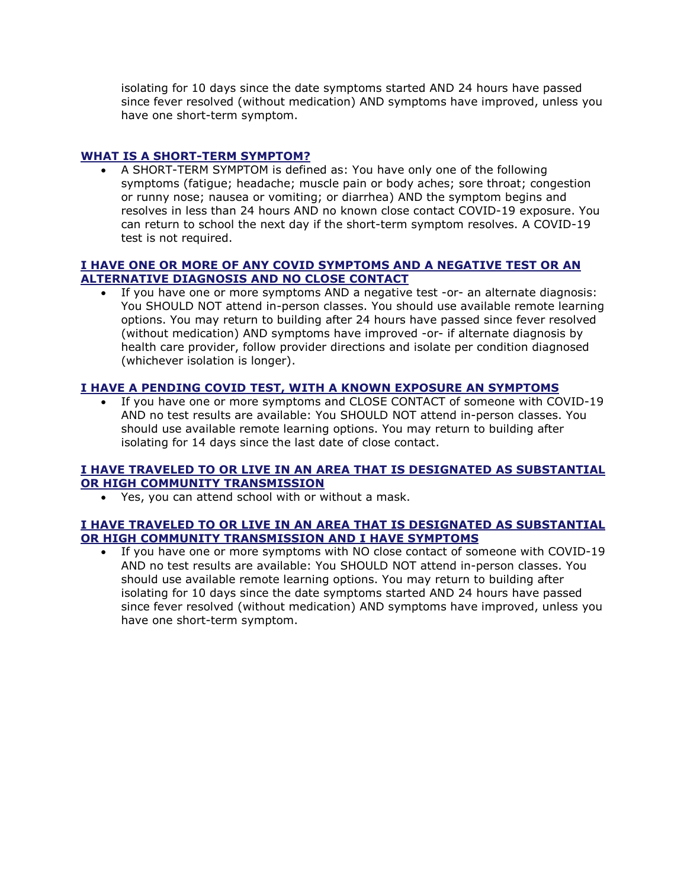isolating for 10 days since the date symptoms started AND 24 hours have passed since fever resolved (without medication) AND symptoms have improved, unless you have one short-term symptom.

## WHAT IS A SHORT-TERM SYMPTOM?

- A SHORT-TERM SYMPTOM is defined as: You have only one of the following symptoms (fatigue; headache; muscle pain or body aches; sore throat; congestion or runny nose; nausea or vomiting; or diarrhea) AND the symptom begins and resolves in less than 24 hours AND no known close contact COVID-19 exposure. You can return to school the next day if the short-term symptom resolves. A COVID-19 test is not required.

## I HAVE ONE OR MORE OF ANY COVID SYMPTOMS AND A NEGATIVE TEST OR AN ALTERNATIVE DIAGNOSIS AND NO CLOSE CONTACT

- If you have one or more symptoms AND a negative test -or- an alternate diagnosis: You SHOULD NOT attend in-person classes. You should use available remote learning options. You may return to building after 24 hours have passed since fever resolved (without medication) AND symptoms have improved -or- if alternate diagnosis by health care provider, follow provider directions and isolate per condition diagnosed (whichever isolation is longer).

## I HAVE A PENDING COVID TEST, WITH A KNOWN EXPOSURE AN SYMPTOMS

- If you have one or more symptoms and CLOSE CONTACT of someone with COVID-19 AND no test results are available: You SHOULD NOT attend in-person classes. You should use available remote learning options. You may return to building after isolating for 14 days since the last date of close contact.

## I HAVE TRAVELED TO OR LIVE IN AN AREA THAT IS DESIGNATED AS SUBSTANTIAL OR HIGH COMMUNITY TRANSMISSION

- Yes, you can attend school with or without a mask.

## I HAVE TRAVELED TO OR LIVE IN AN AREA THAT IS DESIGNATED AS SUBSTANTIAL OR HIGH COMMUNITY TRANSMISSION AND I HAVE SYMPTOMS

- If you have one or more symptoms with NO close contact of someone with COVID-19 AND no test results are available: You SHOULD NOT attend in-person classes. You should use available remote learning options. You may return to building after isolating for 10 days since the date symptoms started AND 24 hours have passed since fever resolved (without medication) AND symptoms have improved, unless you have one short-term symptom.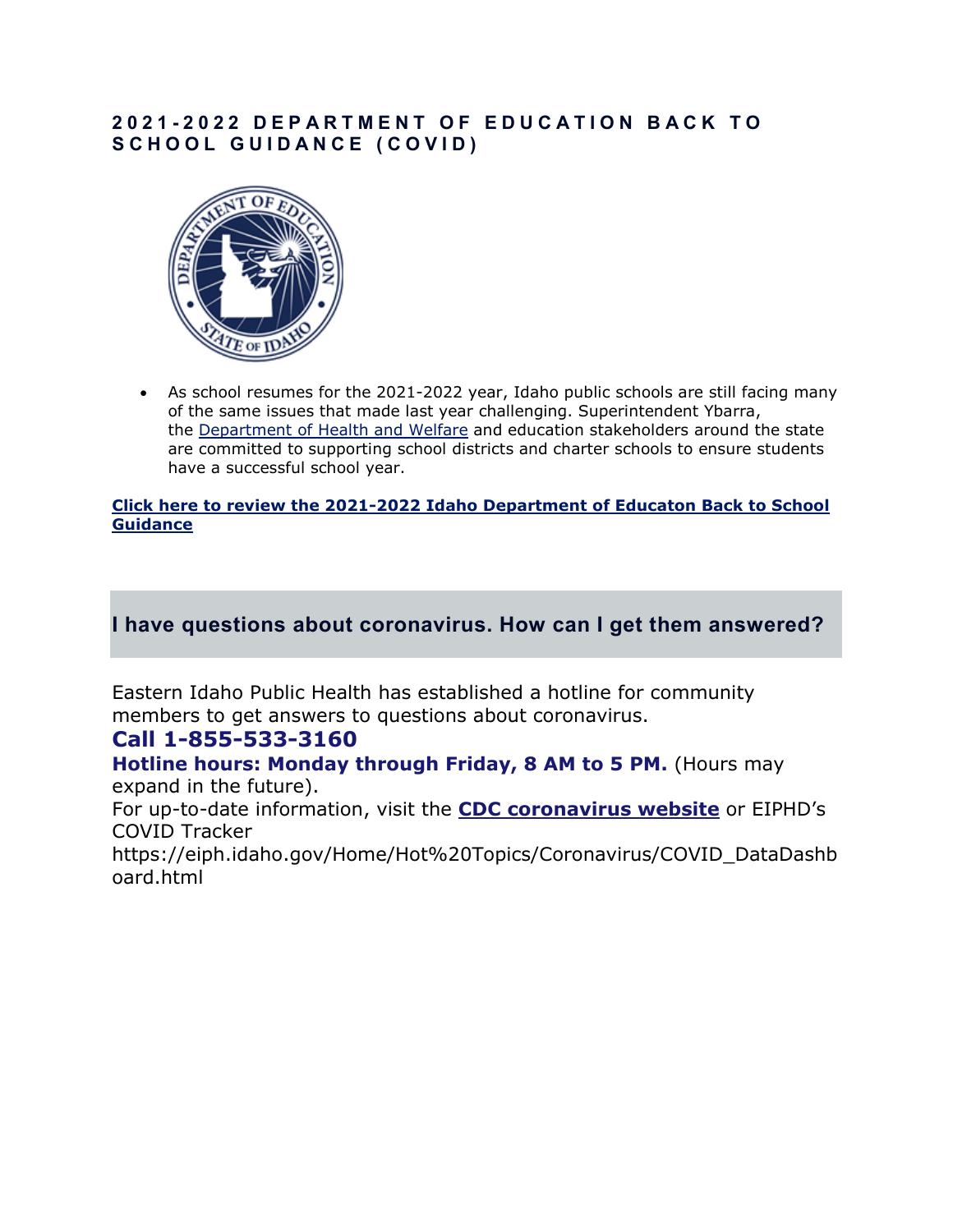## 2021-2022 DEPARTMENT OF EDUCATION BACK TO SCHOOL GUIDANCE (COVID)

- As school resumes for the 2021-2022 year, Idaho public schools are still facing many of the same issues that made last year challenging. Superintendent Ybarra, the Department of Health and Welfare and education stakeholders around the state are committed to supporting school districts and charter schools to ensure students have a successful school year.

**Click here to review the 2021-2022 Idaho Department of Educaton Back to School Guidance**

## I have questions about coronavirus. How can I get them answered?

Eastern Idaho Public Health has established a hotline for community members to get answers to questions about coronavirus.

### Call 1-855-533-3160

**Hotline hours: Monday through Friday, 8 AM to 5 PM.** (Hours may expand in the future).

For up-to-date information, visit the **CDC coronavirus website** or EIPHD's COVID Tracker https://eiph.idaho.gov/Home/Hot%20Topics/Coronavirus/COVID_DataDashboard.html